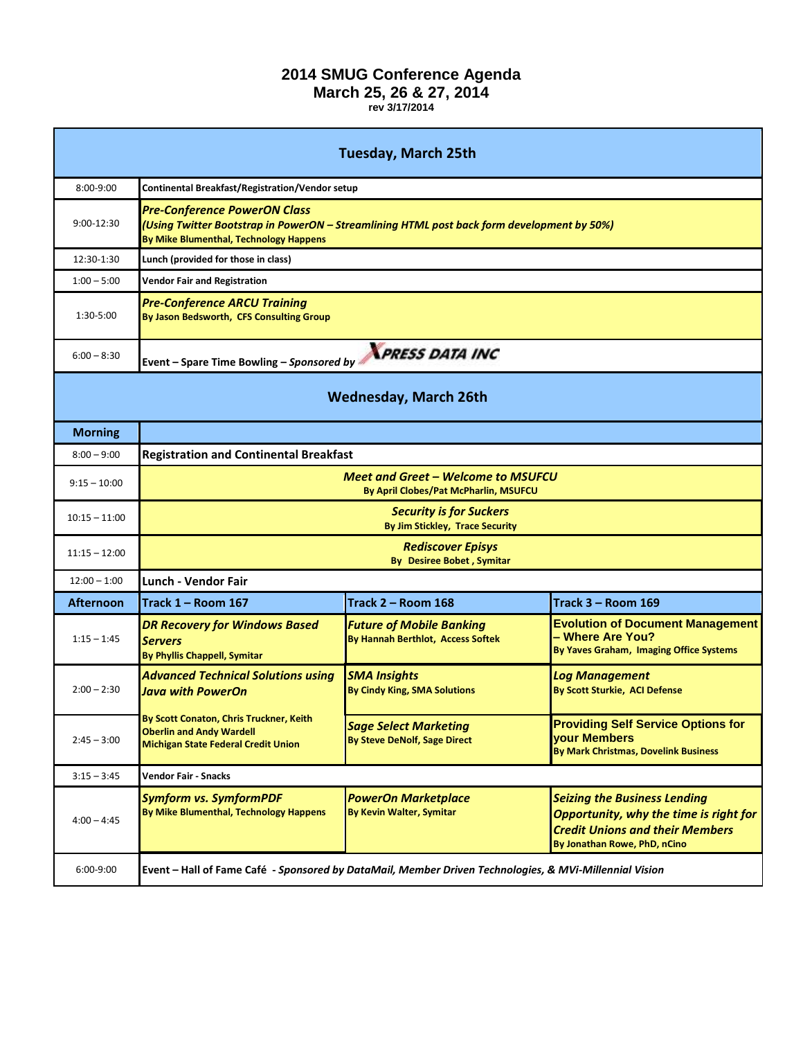# 2014 SMUG Conference Agenda
## March 25, 26 & 27, 2014
rev 3/17/2014

| Tuesday, March 25th | | | |
|---|---|---|---|
| 8:00-9:00 | Continental Breakfast/Registration/Vendor setup | | |
| 9:00-12:30 | ***Pre-Conference PowerON Class*** *(Using Twitter Bootstrap in PowerON – Streamlining HTML post back form development by 50%)* By Mike Blumenthal, Technology Happens | | |
| 12:30-1:30 | Lunch (provided for those in class) | | |
| 1:00 – 5:00 | Vendor Fair and Registration | | |
| 1:30-5:00 | ***Pre-Conference ARCU Training*** By Jason Bedsworth, CFS Consulting Group | | |
| 6:00 – 8:30 | Event – Spare Time Bowling – *Sponsored by* XPRESS DATA INC | | |
| **Wednesday, March 26th** | | | |
| **Morning** | | | |
| 8:00 – 9:00 | **Registration and Continental Breakfast** | | |
| 9:15 – 10:00 | ***Meet and Greet – Welcome to MSUFCU*** By April Clobes/Pat McPharlin, MSUFCU | | |
| 10:15 – 11:00 | ***Security is for Suckers*** By Jim Stickley, Trace Security | | |
| 11:15 – 12:00 | ***Rediscover Episys*** By Desiree Bobet, Symitar | | |
| 12:00 – 1:00 | **Lunch - Vendor Fair** | | |
| **Afternoon** | **Track 1 – Room 167** | **Track 2 – Room 168** | **Track 3 – Room 169** |
| 1:15 – 1:45 | ***DR Recovery for Windows Based Servers*** By Phyllis Chappell, Symitar | ***Future of Mobile Banking*** By Hannah Berthlot, Access Softek | **Evolution of Document Management – Where Are You?** By Yaves Graham, Imaging Office Systems |
| 2:00 – 2:30 | ***Advanced Technical Solutions using Java with PowerOn*** By Scott Conaton, Chris Truckner, Keith Oberlin and Andy Wardell Michigan State Federal Credit Union | ***SMA Insights*** By Cindy King, SMA Solutions | ***Log Management*** By Scott Sturkie, ACI Defense |
| 2:45 – 3:00 | | ***Sage Select Marketing*** By Steve DeNolf, Sage Direct | **Providing Self Service Options for your Members** By Mark Christmas, Dovelink Business |
| 3:15 – 3:45 | Vendor Fair - Snacks | | |
| 4:00 – 4:45 | ***Symform vs. SymformPDF*** By Mike Blumenthal, Technology Happens | ***PowerOn Marketplace*** By Kevin Walter, Symitar | ***Seizing the Business Lending Opportunity, why the time is right for Credit Unions and their Members*** By Jonathan Rowe, PhD, nCino |
| 6:00-9:00 | Event – Hall of Fame Café - *Sponsored by DataMail, Member Driven Technologies, & MVi-Millennial Vision* | | |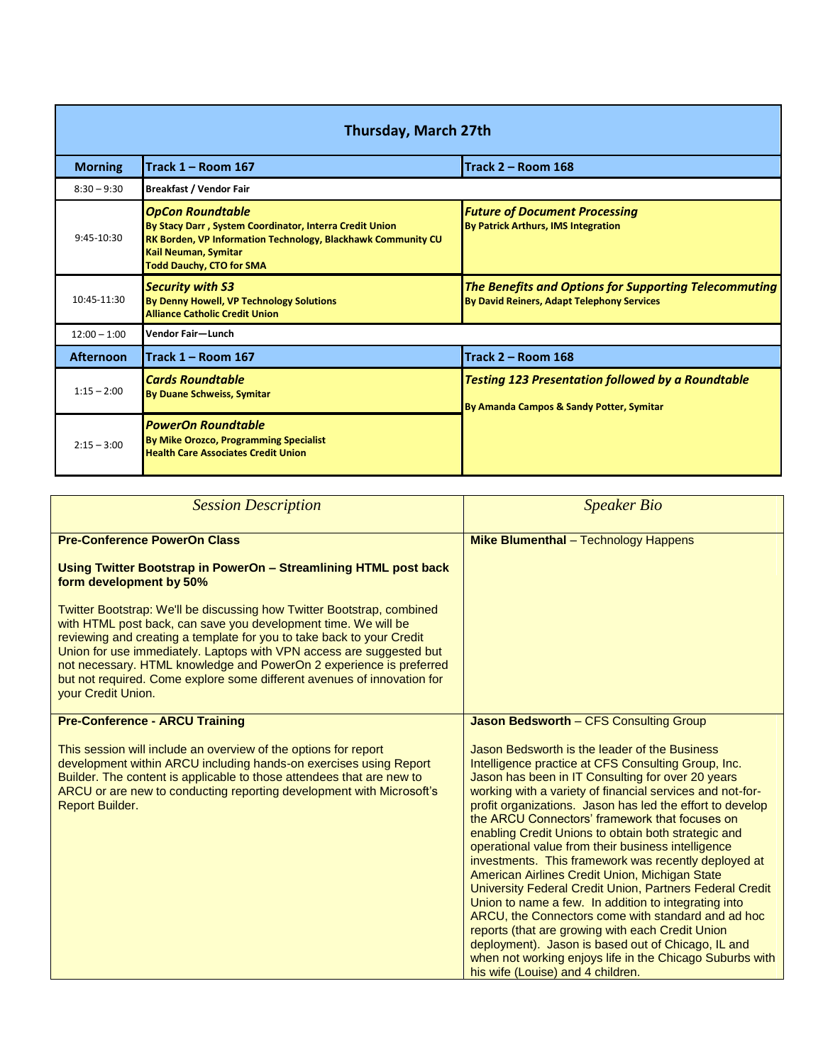| Thursday, March 27th | | |
|---|---|---|
| **Morning** | **Track 1 – Room 167** | **Track 2 – Room 168** |
| 8:30 – 9:30 | **Breakfast / Vendor Fair** | |
| 9:45-10:30 | ***OpCon Roundtable*** **By Stacy Darr , System Coordinator, Interra Credit Union** **RK Borden, VP Information Technology, Blackhawk Community CU** **Kail Neuman, Symitar** **Todd Dauchy, CTO for SMA** | ***Future of Document Processing*** **By Patrick Arthurs, IMS Integration** |
| 10:45-11:30 | ***Security with S3*** **By Denny Howell, VP Technology Solutions** **Alliance Catholic Credit Union** | ***The Benefits and Options for Supporting Telecommuting*** **By David Reiners, Adapt Telephony Services** |
| 12:00 – 1:00 | **Vendor Fair—Lunch** | |
| **Afternoon** | **Track 1 – Room 167** | **Track 2 – Room 168** |
| 1:15 – 2:00 | ***Cards Roundtable*** **By Duane Schweiss, Symitar** | ***Testing 123 Presentation followed by a Roundtable*** **By Amanda Campos & Sandy Potter, Symitar** |
| 2:15 – 3:00 | ***PowerOn Roundtable*** **By Mike Orozco, Programming Specialist** **Health Care Associates Credit Union** | |

| *Session Description* | *Speaker Bio* |
|---|---|
| **Pre-Conference PowerOn Class**<br><br>**Using Twitter Bootstrap in PowerOn – Streamlining HTML post back form development by 50%**<br><br>Twitter Bootstrap: We'll be discussing how Twitter Bootstrap, combined with HTML post back, can save you development time. We will be reviewing and creating a template for you to take back to your Credit Union for use immediately. Laptops with VPN access are suggested but not necessary. HTML knowledge and PowerOn 2 experience is preferred but not required. Come explore some different avenues of innovation for your Credit Union. | **Mike Blumenthal** – Technology Happens |
| **Pre-Conference - ARCU Training**<br><br>This session will include an overview of the options for report development within ARCU including hands-on exercises using Report Builder. The content is applicable to those attendees that are new to ARCU or are new to conducting reporting development with Microsoft's Report Builder. | **Jason Bedsworth** – CFS Consulting Group<br><br>Jason Bedsworth is the leader of the Business Intelligence practice at CFS Consulting Group, Inc. Jason has been in IT Consulting for over 20 years working with a variety of financial services and not-for-profit organizations. Jason has led the effort to develop the ARCU Connectors' framework that focuses on enabling Credit Unions to obtain both strategic and operational value from their business intelligence investments. This framework was recently deployed at American Airlines Credit Union, Michigan State University Federal Credit Union, Partners Federal Credit Union to name a few. In addition to integrating into ARCU, the Connectors come with standard and ad hoc reports (that are growing with each Credit Union deployment). Jason is based out of Chicago, IL and when not working enjoys life in the Chicago Suburbs with his wife (Louise) and 4 children. |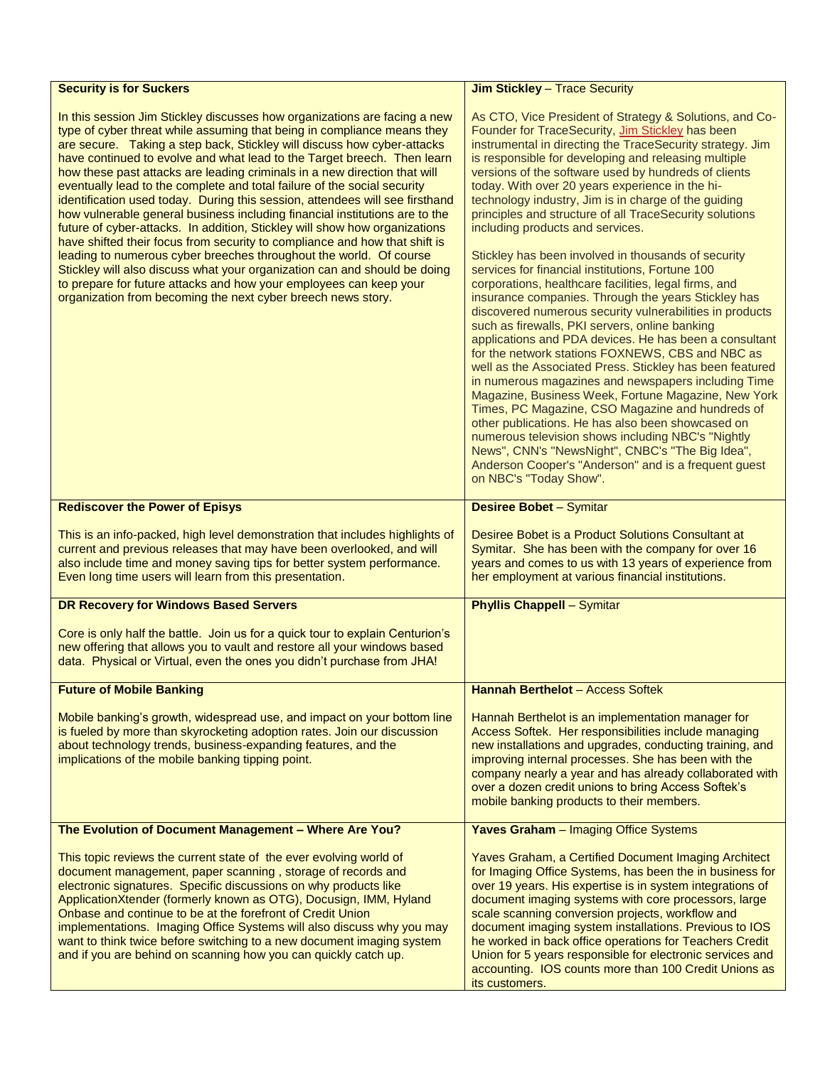| **Security is for Suckers**<br><br>In this session Jim Stickley discusses how organizations are facing a new type of cyber threat while assuming that being in compliance means they are secure. Taking a step back, Stickley will discuss how cyber-attacks have continued to evolve and what lead to the Target breech. Then learn how these past attacks are leading criminals in a new direction that will eventually lead to the complete and total failure of the social security identification used today. During this session, attendees will see firsthand how vulnerable general business including financial institutions are to the future of cyber-attacks. In addition, Stickley will show how organizations have shifted their focus from security to compliance and how that shift is leading to numerous cyber breeches throughout the world. Of course Stickley will also discuss what your organization can and should be doing to prepare for future attacks and how your employees can keep your organization from becoming the next cyber breech news story. | **Jim Stickley** – Trace Security<br><br>As CTO, Vice President of Strategy & Solutions, and Co-Founder for TraceSecurity, Jim Stickley has been instrumental in directing the TraceSecurity strategy. Jim is responsible for developing and releasing multiple versions of the software used by hundreds of clients today. With over 20 years experience in the hi-technology industry, Jim is in charge of the guiding principles and structure of all TraceSecurity solutions including products and services.<br><br>Stickley has been involved in thousands of security services for financial institutions, Fortune 100 corporations, healthcare facilities, legal firms, and insurance companies. Through the years Stickley has discovered numerous security vulnerabilities in products such as firewalls, PKI servers, online banking applications and PDA devices. He has been a consultant for the network stations FOXNEWS, CBS and NBC as well as the Associated Press. Stickley has been featured in numerous magazines and newspapers including Time Magazine, Business Week, Fortune Magazine, New York Times, PC Magazine, CSO Magazine and hundreds of other publications. He has also been showcased on numerous television shows including NBC's "Nightly News", CNN's "NewsNight", CNBC's "The Big Idea", Anderson Cooper's "Anderson" and is a frequent guest on NBC's "Today Show". |
|---|---|
| **Rediscover the Power of Episys**<br><br>This is an info-packed, high level demonstration that includes highlights of current and previous releases that may have been overlooked, and will also include time and money saving tips for better system performance. Even long time users will learn from this presentation. | **Desiree Bobet** – Symitar<br><br>Desiree Bobet is a Product Solutions Consultant at Symitar. She has been with the company for over 16 years and comes to us with 13 years of experience from her employment at various financial institutions. |
| **DR Recovery for Windows Based Servers**<br><br>Core is only half the battle. Join us for a quick tour to explain Centurion's new offering that allows you to vault and restore all your windows based data. Physical or Virtual, even the ones you didn't purchase from JHA! | **Phyllis Chappell** – Symitar |
| **Future of Mobile Banking**<br><br>Mobile banking's growth, widespread use, and impact on your bottom line is fueled by more than skyrocketing adoption rates. Join our discussion about technology trends, business-expanding features, and the implications of the mobile banking tipping point. | **Hannah Berthelot** – Access Softek<br><br>Hannah Berthelot is an implementation manager for Access Softek. Her responsibilities include managing new installations and upgrades, conducting training, and improving internal processes. She has been with the company nearly a year and has already collaborated with over a dozen credit unions to bring Access Softek's mobile banking products to their members. |
| **The Evolution of Document Management – Where Are You?**<br><br>This topic reviews the current state of the ever evolving world of document management, paper scanning , storage of records and electronic signatures. Specific discussions on why products like ApplicationXtender (formerly known as OTG), Docusign, IMM, Hyland Onbase and continue to be at the forefront of Credit Union implementations. Imaging Office Systems will also discuss why you may want to think twice before switching to a new document imaging system and if you are behind on scanning how you can quickly catch up. | **Yaves Graham** – Imaging Office Systems<br><br>Yaves Graham, a Certified Document Imaging Architect for Imaging Office Systems, has been the in business for over 19 years. His expertise is in system integrations of document imaging systems with core processors, large scale scanning conversion projects, workflow and document imaging system installations. Previous to IOS he worked in back office operations for Teachers Credit Union for 5 years responsible for electronic services and accounting. IOS counts more than 100 Credit Unions as its customers. |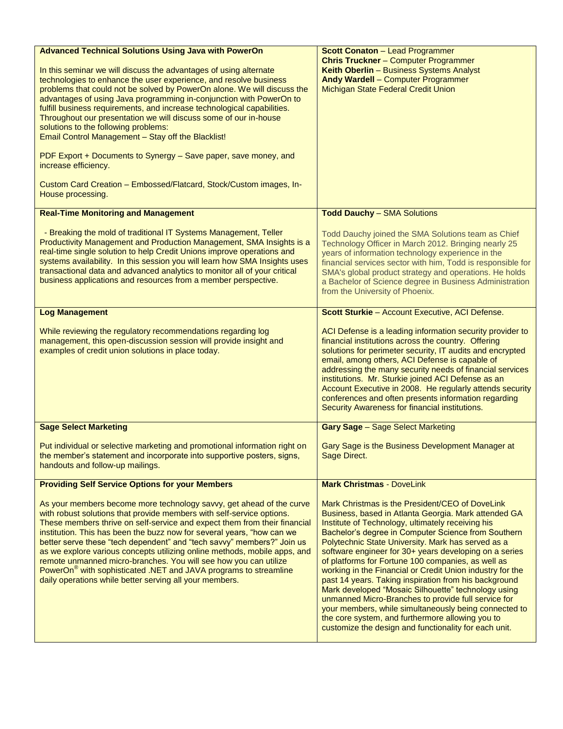| **Advanced Technical Solutions Using Java with PowerOn**<br><br>In this seminar we will discuss the advantages of using alternate technologies to enhance the user experience, and resolve business problems that could not be solved by PowerOn alone. We will discuss the advantages of using Java programming in-conjunction with PowerOn to fulfill business requirements, and increase technological capabilities. Throughout our presentation we will discuss some of our in-house solutions to the following problems:<br>Email Control Management – Stay off the Blacklist!<br><br>PDF Export + Documents to Synergy – Save paper, save money, and increase efficiency.<br><br>Custom Card Creation – Embossed/Flatcard, Stock/Custom images, In-House processing. | **Scott Conaton** – Lead Programmer<br>**Chris Truckner** – Computer Programmer<br>**Keith Oberlin** – Business Systems Analyst<br>**Andy Wardell** – Computer Programmer<br>Michigan State Federal Credit Union |
|---|---|
| **Real-Time Monitoring and Management**<br><br>- Breaking the mold of traditional IT Systems Management, Teller Productivity Management and Production Management, SMA Insights is a real-time single solution to help Credit Unions improve operations and systems availability. In this session you will learn how SMA Insights uses transactional data and advanced analytics to monitor all of your critical business applications and resources from a member perspective. | **Todd Dauchy** – SMA Solutions<br><br>Todd Dauchy joined the SMA Solutions team as Chief Technology Officer in March 2012. Bringing nearly 25 years of information technology experience in the financial services sector with him, Todd is responsible for SMA's global product strategy and operations. He holds a Bachelor of Science degree in Business Administration from the University of Phoenix. |
| **Log Management**<br><br>While reviewing the regulatory recommendations regarding log management, this open-discussion session will provide insight and examples of credit union solutions in place today. | **Scott Sturkie** – Account Executive, ACI Defense.<br><br>ACI Defense is a leading information security provider to financial institutions across the country. Offering solutions for perimeter security, IT audits and encrypted email, among others, ACI Defense is capable of addressing the many security needs of financial services institutions. Mr. Sturkie joined ACI Defense as an Account Executive in 2008. He regularly attends security conferences and often presents information regarding Security Awareness for financial institutions. |
| **Sage Select Marketing**<br><br>Put individual or selective marketing and promotional information right on the member's statement and incorporate into supportive posters, signs, handouts and follow-up mailings. | **Gary Sage** – Sage Select Marketing<br><br>Gary Sage is the Business Development Manager at Sage Direct. |
| **Providing Self Service Options for your Members**<br><br>As your members become more technology savvy, get ahead of the curve with robust solutions that provide members with self-service options. These members thrive on self-service and expect them from their financial institution. This has been the buzz now for several years, "how can we better serve these "tech dependent" and "tech savvy" members?" Join us as we explore various concepts utilizing online methods, mobile apps, and remote unmanned micro-branches. You will see how you can utilize PowerOn® with sophisticated .NET and JAVA programs to streamline daily operations while better serving all your members. | **Mark Christmas** - DoveLink<br><br>Mark Christmas is the President/CEO of DoveLink Business, based in Atlanta Georgia. Mark attended GA Institute of Technology, ultimately receiving his Bachelor's degree in Computer Science from Southern Polytechnic State University. Mark has served as a software engineer for 30+ years developing on a series of platforms for Fortune 100 companies, as well as working in the Financial or Credit Union industry for the past 14 years. Taking inspiration from his background Mark developed "Mosaic Silhouette" technology using unmanned Micro-Branches to provide full service for your members, while simultaneously being connected to the core system, and furthermore allowing you to customize the design and functionality for each unit. |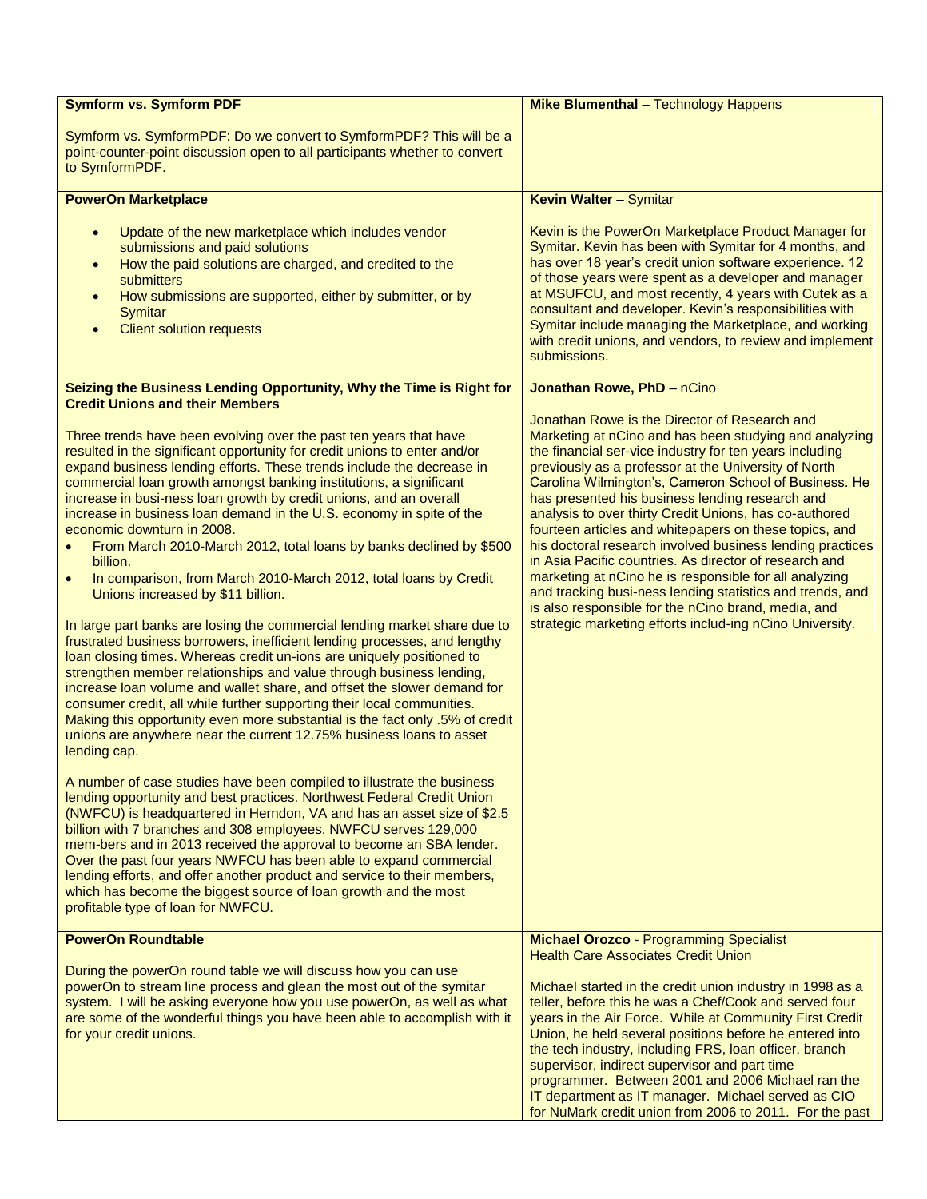| **Symform vs. Symform PDF**<br><br>Symform vs. SymformPDF: Do we convert to SymformPDF? This will be a point-counter-point discussion open to all participants whether to convert to SymformPDF. | **Mike Blumenthal** – Technology Happens |
|---|---|
| **PowerOn Marketplace**<br><br>• Update of the new marketplace which includes vendor submissions and paid solutions<br>• How the paid solutions are charged, and credited to the submitters<br>• How submissions are supported, either by submitter, or by Symitar<br>• Client solution requests | **Kevin Walter** – Symitar<br><br>Kevin is the PowerOn Marketplace Product Manager for Symitar. Kevin has been with Symitar for 4 months, and has over 18 year's credit union software experience. 12 of those years were spent as a developer and manager at MSUFCU, and most recently, 4 years with Cutek as a consultant and developer. Kevin's responsibilities with Symitar include managing the Marketplace, and working with credit unions, and vendors, to review and implement submissions. |
| **Seizing the Business Lending Opportunity, Why the Time is Right for Credit Unions and their Members**<br><br>Three trends have been evolving over the past ten years that have resulted in the significant opportunity for credit unions to enter and/or expand business lending efforts. These trends include the decrease in commercial loan growth amongst banking institutions, a significant increase in busi-ness loan growth by credit unions, and an overall increase in business loan demand in the U.S. economy in spite of the economic downturn in 2008.<br>• From March 2010-March 2012, total loans by banks declined by $500 billion.<br>• In comparison, from March 2010-March 2012, total loans by Credit Unions increased by $11 billion.<br><br>In large part banks are losing the commercial lending market share due to frustrated business borrowers, inefficient lending processes, and lengthy loan closing times. Whereas credit un-ions are uniquely positioned to strengthen member relationships and value through business lending, increase loan volume and wallet share, and offset the slower demand for consumer credit, all while further supporting their local communities. Making this opportunity even more substantial is the fact only .5% of credit unions are anywhere near the current 12.75% business loans to asset lending cap.<br><br>A number of case studies have been compiled to illustrate the business lending opportunity and best practices. Northwest Federal Credit Union (NWFCU) is headquartered in Herndon, VA and has an asset size of $2.5 billion with 7 branches and 308 employees. NWFCU serves 129,000 mem-bers and in 2013 received the approval to become an SBA lender. Over the past four years NWFCU has been able to expand commercial lending efforts, and offer another product and service to their members, which has become the biggest source of loan growth and the most profitable type of loan for NWFCU. | **Jonathan Rowe, PhD** – nCino<br><br>Jonathan Rowe is the Director of Research and Marketing at nCino and has been studying and analyzing the financial ser-vice industry for ten years including previously as a professor at the University of North Carolina Wilmington's, Cameron School of Business. He has presented his business lending research and analysis to over thirty Credit Unions, has co-authored fourteen articles and whitepapers on these topics, and his doctoral research involved business lending practices in Asia Pacific countries. As director of research and marketing at nCino he is responsible for all analyzing and tracking busi-ness lending statistics and trends, and is also responsible for the nCino brand, media, and strategic marketing efforts includ-ing nCino University. |
| **PowerOn Roundtable**<br><br>During the powerOn round table we will discuss how you can use powerOn to stream line process and glean the most out of the symitar system. I will be asking everyone how you use powerOn, as well as what are some of the wonderful things you have been able to accomplish with it for your credit unions. | **Michael Orozco** - Programming Specialist<br>Health Care Associates Credit Union<br><br>Michael started in the credit union industry in 1998 as a teller, before this he was a Chef/Cook and served four years in the Air Force. While at Community First Credit Union, he held several positions before he entered into the tech industry, including FRS, loan officer, branch supervisor, indirect supervisor and part time programmer. Between 2001 and 2006 Michael ran the IT department as IT manager. Michael served as CIO for NuMark credit union from 2006 to 2011. For the past |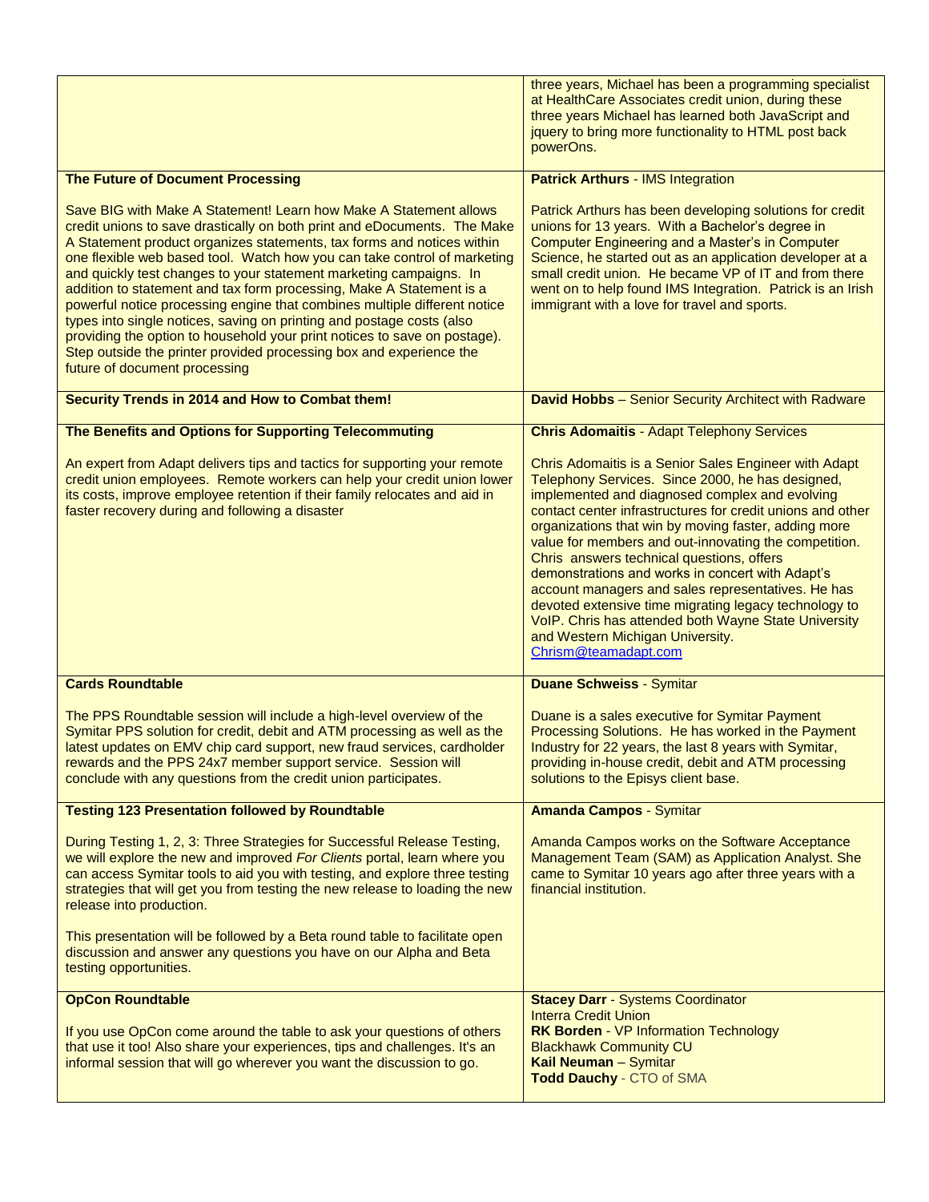| | |
|---|---|
| | three years, Michael has been a programming specialist at HealthCare Associates credit union, during these three years Michael has learned both JavaScript and jquery to bring more functionality to HTML post back powerOns. |
| **The Future of Document Processing**<br><br>Save BIG with Make A Statement! Learn how Make A Statement allows credit unions to save drastically on both print and eDocuments. The Make A Statement product organizes statements, tax forms and notices within one flexible web based tool. Watch how you can take control of marketing and quickly test changes to your statement marketing campaigns. In addition to statement and tax form processing, Make A Statement is a powerful notice processing engine that combines multiple different notice types into single notices, saving on printing and postage costs (also providing the option to household your print notices to save on postage). Step outside the printer provided processing box and experience the future of document processing | **Patrick Arthurs** - IMS Integration<br><br>Patrick Arthurs has been developing solutions for credit unions for 13 years. With a Bachelor's degree in Computer Engineering and a Master's in Computer Science, he started out as an application developer at a small credit union. He became VP of IT and from there went on to help found IMS Integration. Patrick is an Irish immigrant with a love for travel and sports. |
| **Security Trends in 2014 and How to Combat them!** | **David Hobbs** – Senior Security Architect with Radware |
| **The Benefits and Options for Supporting Telecommuting**<br><br>An expert from Adapt delivers tips and tactics for supporting your remote credit union employees. Remote workers can help your credit union lower its costs, improve employee retention if their family relocates and aid in faster recovery during and following a disaster | **Chris Adomaitis** - Adapt Telephony Services<br><br>Chris Adomaitis is a Senior Sales Engineer with Adapt Telephony Services. Since 2000, he has designed, implemented and diagnosed complex and evolving contact center infrastructures for credit unions and other organizations that win by moving faster, adding more value for members and out-innovating the competition. Chris answers technical questions, offers demonstrations and works in concert with Adapt's account managers and sales representatives. He has devoted extensive time migrating legacy technology to VoIP. Chris has attended both Wayne State University and Western Michigan University.<br>Chrism@teamadapt.com |
| **Cards Roundtable**<br><br>The PPS Roundtable session will include a high-level overview of the Symitar PPS solution for credit, debit and ATM processing as well as the latest updates on EMV chip card support, new fraud services, cardholder rewards and the PPS 24x7 member support service. Session will conclude with any questions from the credit union participates. | **Duane Schweiss** - Symitar<br><br>Duane is a sales executive for Symitar Payment Processing Solutions. He has worked in the Payment Industry for 22 years, the last 8 years with Symitar, providing in-house credit, debit and ATM processing solutions to the Episys client base. |
| **Testing 123 Presentation followed by Roundtable**<br><br>During Testing 1, 2, 3: Three Strategies for Successful Release Testing, we will explore the new and improved *For Clients* portal, learn where you can access Symitar tools to aid you with testing, and explore three testing strategies that will get you from testing the new release to loading the new release into production.<br><br>This presentation will be followed by a Beta round table to facilitate open discussion and answer any questions you have on our Alpha and Beta testing opportunities. | **Amanda Campos** - Symitar<br><br>Amanda Campos works on the Software Acceptance Management Team (SAM) as Application Analyst. She came to Symitar 10 years ago after three years with a financial institution. |
| **OpCon Roundtable**<br><br>If you use OpCon come around the table to ask your questions of others that use it too! Also share your experiences, tips and challenges. It's an informal session that will go wherever you want the discussion to go. | **Stacey Darr** - Systems Coordinator<br>Interra Credit Union<br>**RK Borden** - VP Information Technology<br>Blackhawk Community CU<br>**Kail Neuman** – Symitar<br>**Todd Dauchy** - CTO of SMA |